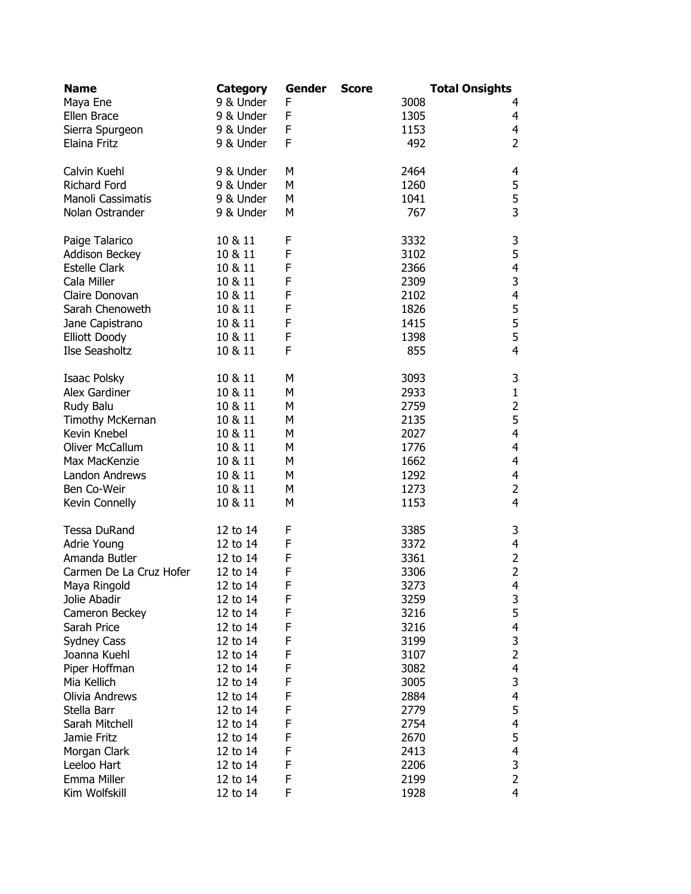| Name | Category | Gender | Score | Total Onsights |
|---|---|---|---|---|
| Maya Ene | 9 & Under | F | 3008 | 4 |
| Ellen Brace | 9 & Under | F | 1305 | 4 |
| Sierra Spurgeon | 9 & Under | F | 1153 | 4 |
| Elaina Fritz | 9 & Under | F | 492 | 2 |
| | | | | |
| Calvin Kuehl | 9 & Under | M | 2464 | 4 |
| Richard Ford | 9 & Under | M | 1260 | 5 |
| Manoli Cassimatis | 9 & Under | M | 1041 | 5 |
| Nolan Ostrander | 9 & Under | M | 767 | 3 |
| | | | | |
| Paige Talarico | 10 & 11 | F | 3332 | 3 |
| Addison Beckey | 10 & 11 | F | 3102 | 5 |
| Estelle Clark | 10 & 11 | F | 2366 | 4 |
| Cala Miller | 10 & 11 | F | 2309 | 3 |
| Claire Donovan | 10 & 11 | F | 2102 | 4 |
| Sarah Chenoweth | 10 & 11 | F | 1826 | 5 |
| Jane Capistrano | 10 & 11 | F | 1415 | 5 |
| Elliott Doody | 10 & 11 | F | 1398 | 5 |
| Ilse Seasholtz | 10 & 11 | F | 855 | 4 |
| | | | | |
| Isaac Polsky | 10 & 11 | M | 3093 | 3 |
| Alex Gardiner | 10 & 11 | M | 2933 | 1 |
| Rudy Balu | 10 & 11 | M | 2759 | 2 |
| Timothy McKernan | 10 & 11 | M | 2135 | 5 |
| Kevin Knebel | 10 & 11 | M | 2027 | 4 |
| Oliver McCallum | 10 & 11 | M | 1776 | 4 |
| Max MacKenzie | 10 & 11 | M | 1662 | 4 |
| Landon Andrews | 10 & 11 | M | 1292 | 4 |
| Ben Co-Weir | 10 & 11 | M | 1273 | 2 |
| Kevin Connelly | 10 & 11 | M | 1153 | 4 |
| | | | | |
| Tessa DuRand | 12 to 14 | F | 3385 | 3 |
| Adrie Young | 12 to 14 | F | 3372 | 4 |
| Amanda Butler | 12 to 14 | F | 3361 | 2 |
| Carmen De La Cruz Hofer | 12 to 14 | F | 3306 | 2 |
| Maya Ringold | 12 to 14 | F | 3273 | 4 |
| Jolie Abadir | 12 to 14 | F | 3259 | 3 |
| Cameron Beckey | 12 to 14 | F | 3216 | 5 |
| Sarah Price | 12 to 14 | F | 3216 | 4 |
| Sydney Cass | 12 to 14 | F | 3199 | 3 |
| Joanna Kuehl | 12 to 14 | F | 3107 | 2 |
| Piper Hoffman | 12 to 14 | F | 3082 | 4 |
| Mia Kellich | 12 to 14 | F | 3005 | 3 |
| Olivia Andrews | 12 to 14 | F | 2884 | 4 |
| Stella Barr | 12 to 14 | F | 2779 | 5 |
| Sarah Mitchell | 12 to 14 | F | 2754 | 4 |
| Jamie Fritz | 12 to 14 | F | 2670 | 5 |
| Morgan Clark | 12 to 14 | F | 2413 | 4 |
| Leeloo Hart | 12 to 14 | F | 2206 | 3 |
| Emma Miller | 12 to 14 | F | 2199 | 2 |
| Kim Wolfskill | 12 to 14 | F | 1928 | 4 |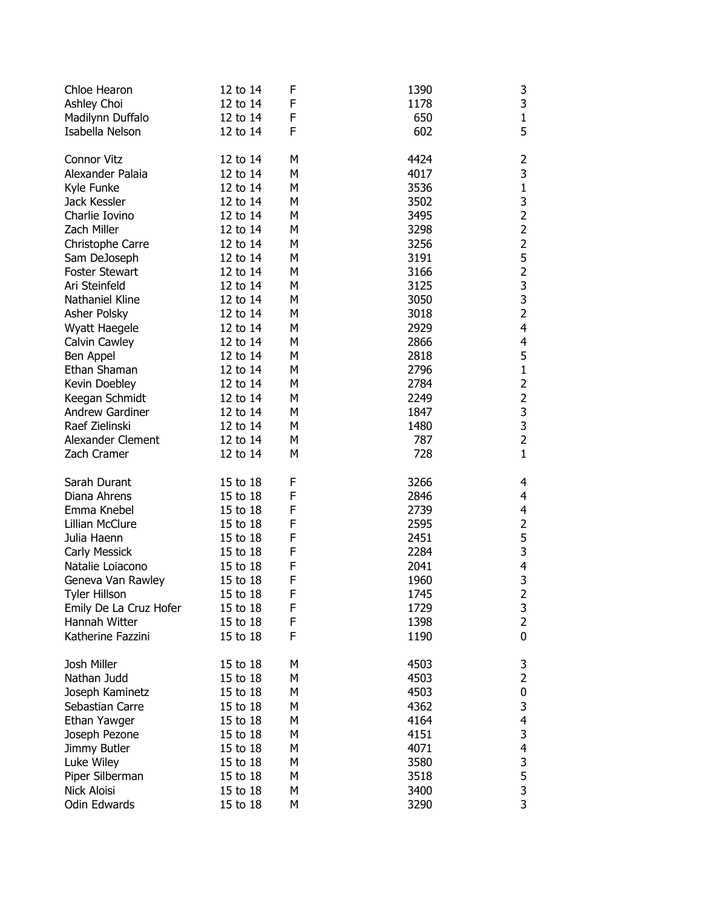| | | | | |
|---|---|---|---|---|
| Chloe Hearon | 12 to 14 | F | 1390 | 3 |
| Ashley Choi | 12 to 14 | F | 1178 | 3 |
| Madilynn Duffalo | 12 to 14 | F | 650 | 1 |
| Isabella Nelson | 12 to 14 | F | 602 | 5 |
| | | | | |
| Connor Vitz | 12 to 14 | M | 4424 | 2 |
| Alexander Palaia | 12 to 14 | M | 4017 | 3 |
| Kyle Funke | 12 to 14 | M | 3536 | 1 |
| Jack Kessler | 12 to 14 | M | 3502 | 3 |
| Charlie Iovino | 12 to 14 | M | 3495 | 2 |
| Zach Miller | 12 to 14 | M | 3298 | 2 |
| Christophe Carre | 12 to 14 | M | 3256 | 2 |
| Sam DeJoseph | 12 to 14 | M | 3191 | 5 |
| Foster Stewart | 12 to 14 | M | 3166 | 2 |
| Ari Steinfeld | 12 to 14 | M | 3125 | 3 |
| Nathaniel Kline | 12 to 14 | M | 3050 | 3 |
| Asher Polsky | 12 to 14 | M | 3018 | 2 |
| Wyatt Haegele | 12 to 14 | M | 2929 | 4 |
| Calvin Cawley | 12 to 14 | M | 2866 | 4 |
| Ben Appel | 12 to 14 | M | 2818 | 5 |
| Ethan Shaman | 12 to 14 | M | 2796 | 1 |
| Kevin Doebley | 12 to 14 | M | 2784 | 2 |
| Keegan Schmidt | 12 to 14 | M | 2249 | 2 |
| Andrew Gardiner | 12 to 14 | M | 1847 | 3 |
| Raef Zielinski | 12 to 14 | M | 1480 | 3 |
| Alexander Clement | 12 to 14 | M | 787 | 2 |
| Zach Cramer | 12 to 14 | M | 728 | 1 |
| | | | | |
| Sarah Durant | 15 to 18 | F | 3266 | 4 |
| Diana Ahrens | 15 to 18 | F | 2846 | 4 |
| Emma Knebel | 15 to 18 | F | 2739 | 4 |
| Lillian McClure | 15 to 18 | F | 2595 | 2 |
| Julia Haenn | 15 to 18 | F | 2451 | 5 |
| Carly Messick | 15 to 18 | F | 2284 | 3 |
| Natalie Loiacono | 15 to 18 | F | 2041 | 4 |
| Geneva Van Rawley | 15 to 18 | F | 1960 | 3 |
| Tyler Hillson | 15 to 18 | F | 1745 | 2 |
| Emily De La Cruz Hofer | 15 to 18 | F | 1729 | 3 |
| Hannah Witter | 15 to 18 | F | 1398 | 2 |
| Katherine Fazzini | 15 to 18 | F | 1190 | 0 |
| | | | | |
| Josh Miller | 15 to 18 | M | 4503 | 3 |
| Nathan Judd | 15 to 18 | M | 4503 | 2 |
| Joseph Kaminetz | 15 to 18 | M | 4503 | 0 |
| Sebastian Carre | 15 to 18 | M | 4362 | 3 |
| Ethan Yawger | 15 to 18 | M | 4164 | 4 |
| Joseph Pezone | 15 to 18 | M | 4151 | 3 |
| Jimmy Butler | 15 to 18 | M | 4071 | 4 |
| Luke Wiley | 15 to 18 | M | 3580 | 3 |
| Piper Silberman | 15 to 18 | M | 3518 | 5 |
| Nick Aloisi | 15 to 18 | M | 3400 | 3 |
| Odin Edwards | 15 to 18 | M | 3290 | 3 |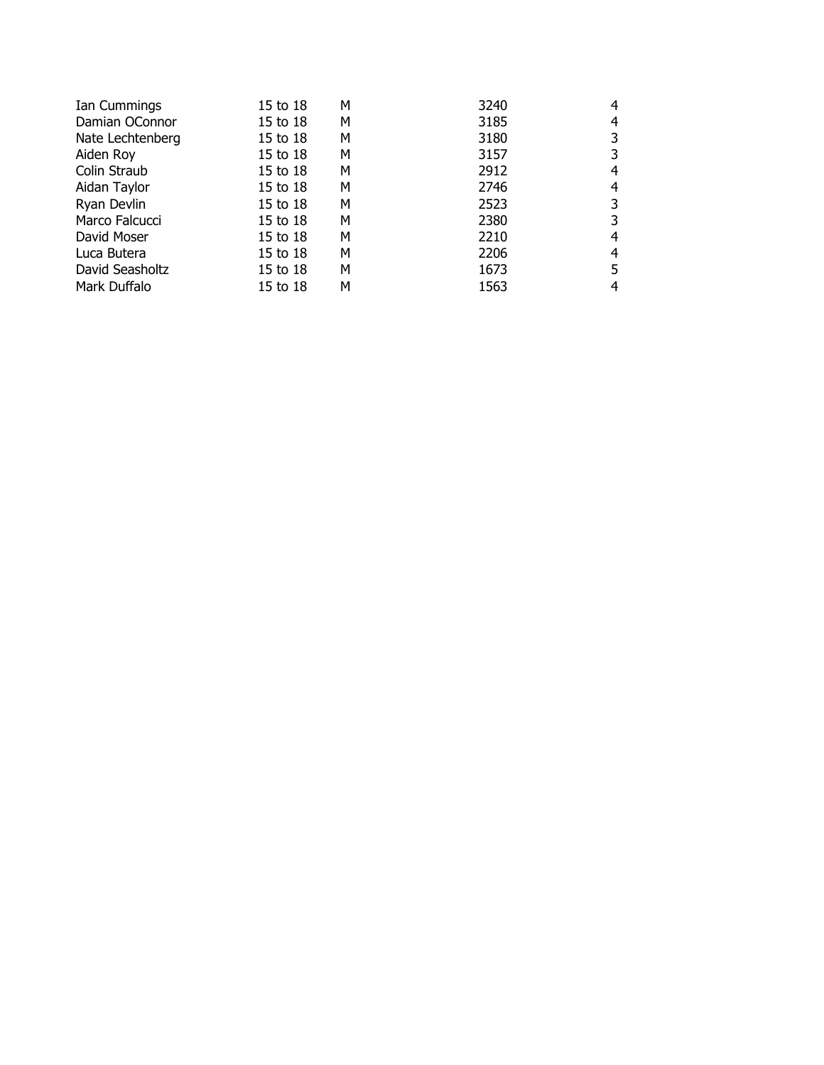| | | | | |
|---|---|---|---|---|
| Ian Cummings | 15 to 18 | M | 3240 | 4 |
| Damian OConnor | 15 to 18 | M | 3185 | 4 |
| Nate Lechtenberg | 15 to 18 | M | 3180 | 3 |
| Aiden Roy | 15 to 18 | M | 3157 | 3 |
| Colin Straub | 15 to 18 | M | 2912 | 4 |
| Aidan Taylor | 15 to 18 | M | 2746 | 4 |
| Ryan Devlin | 15 to 18 | M | 2523 | 3 |
| Marco Falcucci | 15 to 18 | M | 2380 | 3 |
| David Moser | 15 to 18 | M | 2210 | 4 |
| Luca Butera | 15 to 18 | M | 2206 | 4 |
| David Seasholtz | 15 to 18 | M | 1673 | 5 |
| Mark Duffalo | 15 to 18 | M | 1563 | 4 |